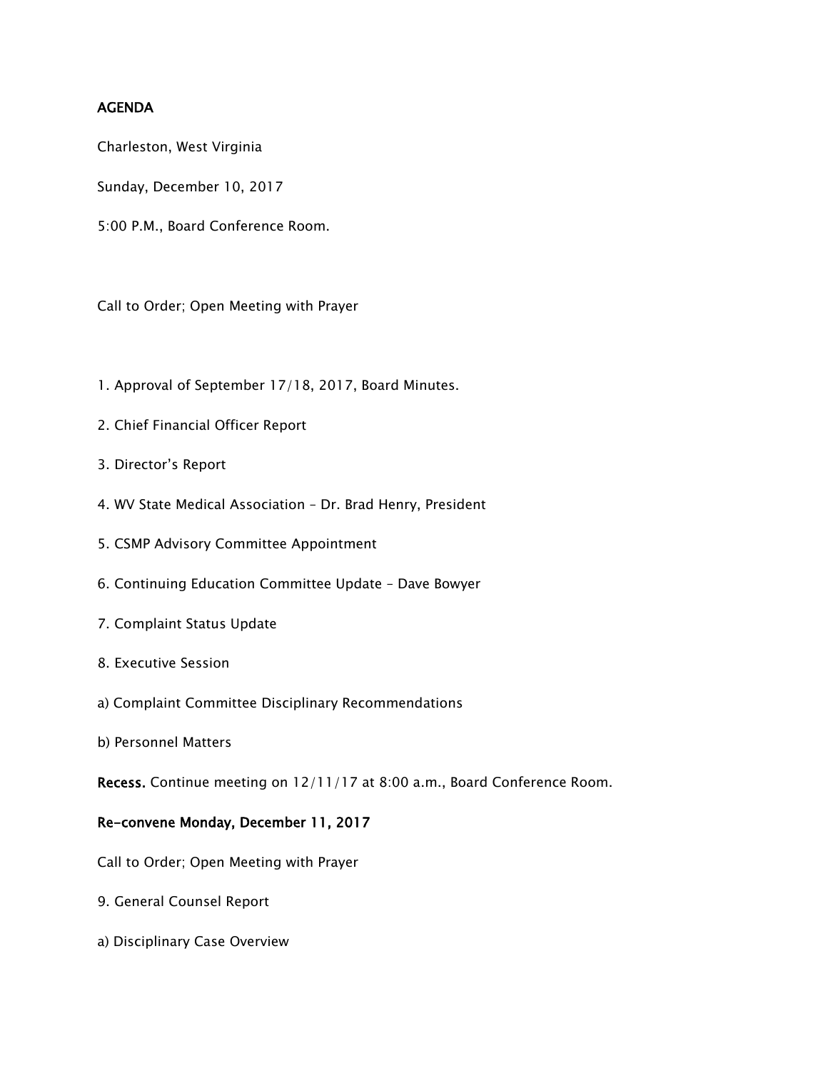**AGENDA**

Charleston, West Virginia

Sunday, December 10, 2017

5:00 P.M., Board Conference Room.

Call to Order; Open Meeting with Prayer

1. Approval of September 17/18, 2017, Board Minutes.

2. Chief Financial Officer Report

3. Director's Report

4. WV State Medical Association – Dr. Brad Henry, President

5. CSMP Advisory Committee Appointment

6. Continuing Education Committee Update – Dave Bowyer

7. Complaint Status Update

8. Executive Session

a) Complaint Committee Disciplinary Recommendations

b) Personnel Matters

**Recess.** Continue meeting on 12/11/17 at 8:00 a.m., Board Conference Room.

**Re-convene Monday, December 11, 2017**

Call to Order; Open Meeting with Prayer

9. General Counsel Report

a) Disciplinary Case Overview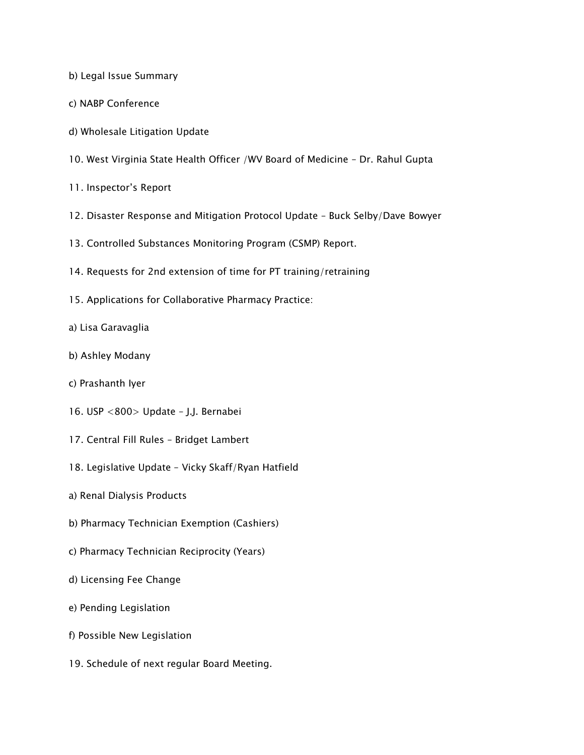b) Legal Issue Summary

c) NABP Conference

d) Wholesale Litigation Update

10. West Virginia State Health Officer /WV Board of Medicine – Dr. Rahul Gupta

11. Inspector's Report

12. Disaster Response and Mitigation Protocol Update – Buck Selby/Dave Bowyer

13. Controlled Substances Monitoring Program (CSMP) Report.

14. Requests for 2nd extension of time for PT training/retraining

15. Applications for Collaborative Pharmacy Practice:

a) Lisa Garavaglia

b) Ashley Modany

c) Prashanth Iyer

16. USP <800> Update – J.J. Bernabei

17. Central Fill Rules – Bridget Lambert

18. Legislative Update – Vicky Skaff/Ryan Hatfield

a) Renal Dialysis Products

b) Pharmacy Technician Exemption (Cashiers)

c) Pharmacy Technician Reciprocity (Years)

d) Licensing Fee Change

e) Pending Legislation

f) Possible New Legislation

19. Schedule of next regular Board Meeting.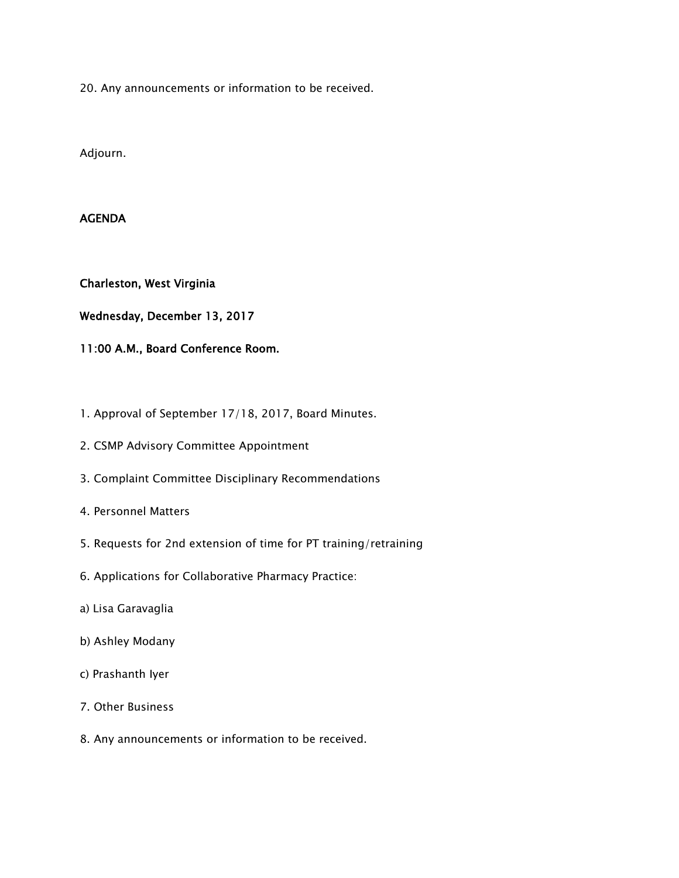20. Any announcements or information to be received.

Adjourn.

**AGENDA**

**Charleston, West Virginia**

**Wednesday, December 13, 2017**

**11:00 A.M., Board Conference Room.**

1. Approval of September 17/18, 2017, Board Minutes.

2. CSMP Advisory Committee Appointment

3. Complaint Committee Disciplinary Recommendations

4. Personnel Matters

5. Requests for 2nd extension of time for PT training/retraining

6. Applications for Collaborative Pharmacy Practice:

a) Lisa Garavaglia

b) Ashley Modany

c) Prashanth Iyer

7. Other Business

8. Any announcements or information to be received.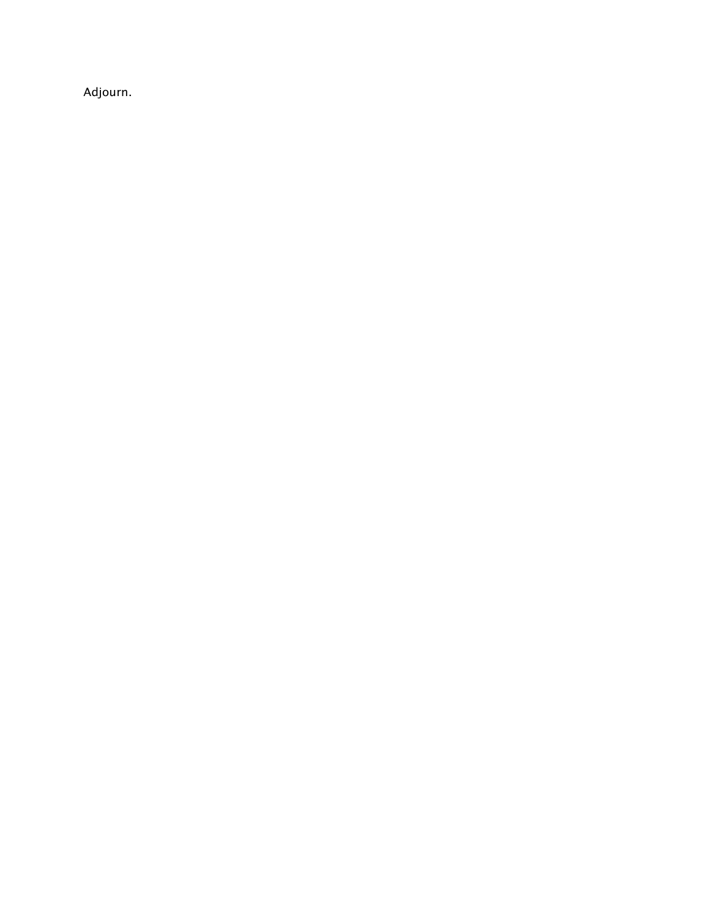Adjourn.